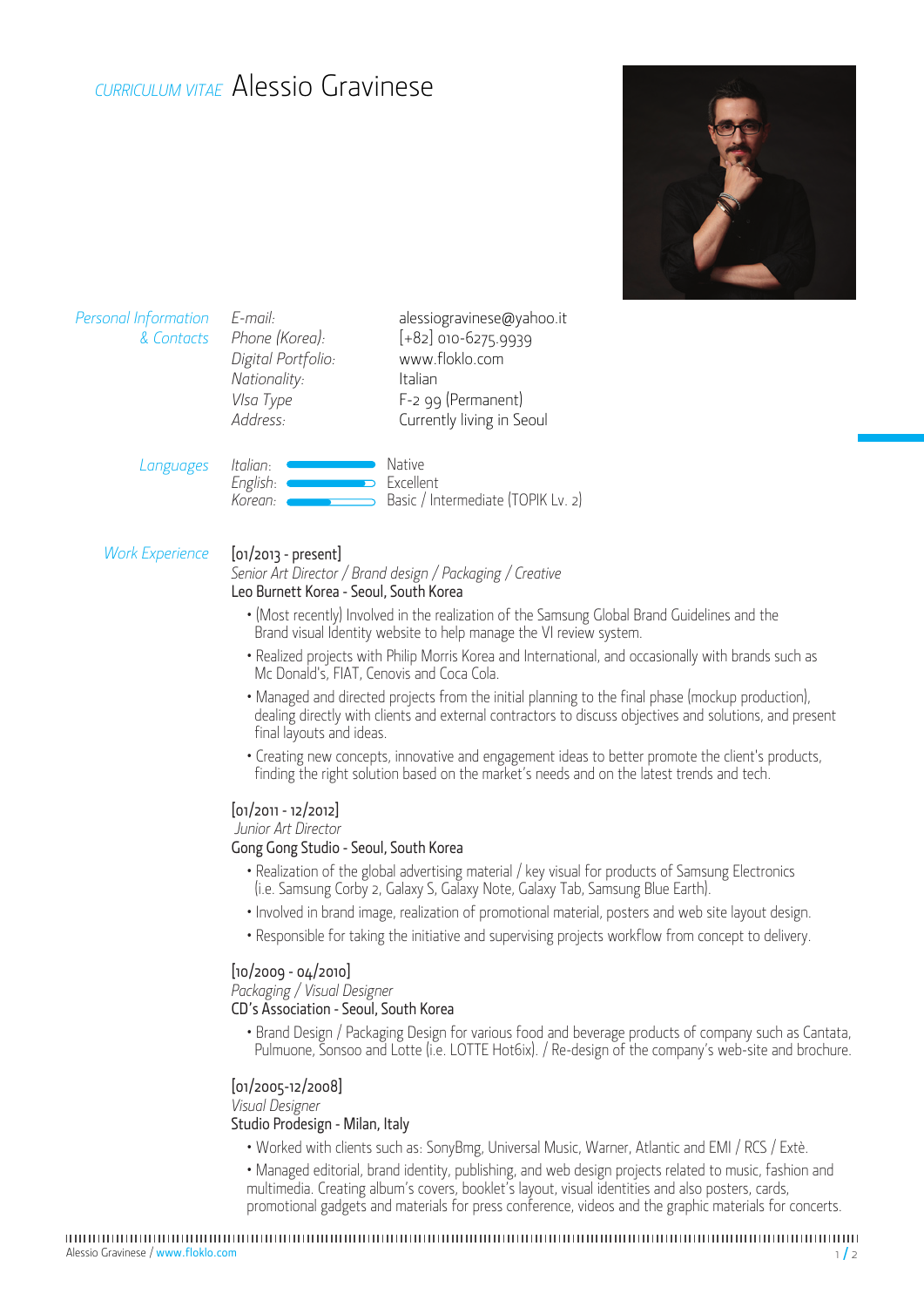# *CURRICULUM VITAE* Alessio Gravinese

## *Personal Information & Contacts*

| | |
|---|---|
| *E-mail:* | alessiogravinese@yahoo.it |
| *Phone (Korea):* | [+82] 010-6275.9939 |
| *Digital Portfolio:* | www.floklo.com |
| *Nationality:* | Italian |
| *VIsa Type* | F-2 99 (Permanent) |
| *Address:* | Currently living in Seoul |

## *Languages*

| | |
|---|---|
| *Italian:* | Native |
| *English:* | Excellent |
| *Korean:* | Basic / Intermediate (TOPIK Lv. 2) |

## *Work Experience*

[01/2013 - present]
*Senior Art Director / Brand design / Packaging / Creative*
Leo Burnett Korea - Seoul, South Korea

- (Most recently) Involved in the realization of the Samsung Global Brand Guidelines and the Brand visual Identity website to help manage the VI review system.
- Realized projects with Philip Morris Korea and International, and occasionally with brands such as Mc Donald's, FIAT, Cenovis and Coca Cola.
- Managed and directed projects from the initial planning to the final phase (mockup production), dealing directly with clients and external contractors to discuss objectives and solutions, and present final layouts and ideas.
- Creating new concepts, innovative and engagement ideas to better promote the client's products, finding the right solution based on the market's needs and on the latest trends and tech.

[01/2011 - 12/2012]
*Junior Art Director*
Gong Gong Studio - Seoul, South Korea

- Realization of the global advertising material / key visual for products of Samsung Electronics (i.e. Samsung Corby 2, Galaxy S, Galaxy Note, Galaxy Tab, Samsung Blue Earth).
- Involved in brand image, realization of promotional material, posters and web site layout design.
- Responsible for taking the initiative and supervising projects workflow from concept to delivery.

[10/2009 - 04/2010]
*Packaging / Visual Designer*
CD's Association - Seoul, South Korea

- Brand Design / Packaging Design for various food and beverage products of company such as Cantata, Pulmuone, Sonsoo and Lotte (i.e. LOTTE Hot6ix). / Re-design of the company's web-site and brochure.

[01/2005-12/2008]
*Visual Designer*
Studio Prodesign - Milan, Italy

- Worked with clients such as: SonyBmg, Universal Music, Warner, Atlantic and EMI / RCS / Extè.
- Managed editorial, brand identity, publishing, and web design projects related to music, fashion and multimedia. Creating album's covers, booklet's layout, visual identities and also posters, cards, promotional gadgets and materials for press conference, videos and the graphic materials for concerts.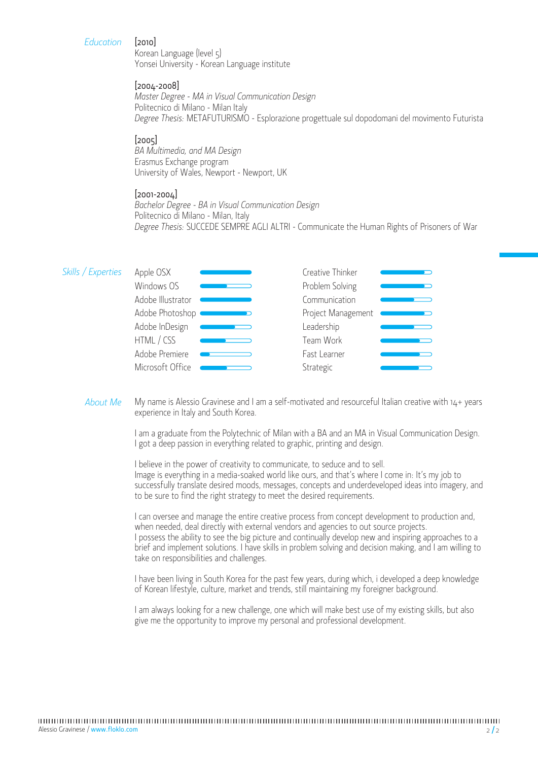## Education

[2010]
Korean Language (level 5)
Yonsei University - Korean Language institute

[2004-2008]
*Master Degree - MA in Visual Communication Design*
Politecnico di Milano - Milan Italy
*Degree Thesis:* METAFUTURISMO - Esplorazione progettuale sul dopodomani del movimento Futurista

[2005]
*BA Multimedia, and MA Design*
Erasmus Exchange program
University of Wales, Newport - Newport, UK

[2001-2004]
*Bachelor Degree - BA in Visual Communication Design*
Politecnico di Milano - Milan, Italy
*Degree Thesis:* SUCCEDE SEMPRE AGLI ALTRI - Communicate the Human Rights of Prisoners of War

## Skills / Experties

Apple OSX
Windows OS
Adobe Illustrator
Adobe Photoshop
Adobe InDesign
HTML / CSS
Adobe Premiere
Microsoft Office

Creative Thinker
Problem Solving
Communication
Project Management
Leadership
Team Work
Fast Learner
Strategic

## About Me

My name is Alessio Gravinese and I am a self-motivated and resourceful Italian creative with 14+ years experience in Italy and South Korea.

I am a graduate from the Polytechnic of Milan with a BA and an MA in Visual Communication Design. I got a deep passion in everything related to graphic, printing and design.

I believe in the power of creativity to communicate, to seduce and to sell.
Image is everything in a media-soaked world like ours, and that's where I come in: It's my job to successfully translate desired moods, messages, concepts and underdeveloped ideas into imagery, and to be sure to find the right strategy to meet the desired requirements.

I can oversee and manage the entire creative process from concept development to production and, when needed, deal directly with external vendors and agencies to out source projects.
I possess the ability to see the big picture and continually develop new and inspiring approaches to a brief and implement solutions. I have skills in problem solving and decision making, and I am willing to take on responsibilities and challenges.

I have been living in South Korea for the past few years, during which, i developed a deep knowledge of Korean lifestyle, culture, market and trends, still maintaining my foreigner background.

I am always looking for a new challenge, one which will make best use of my existing skills, but also give me the opportunity to improve my personal and professional development.